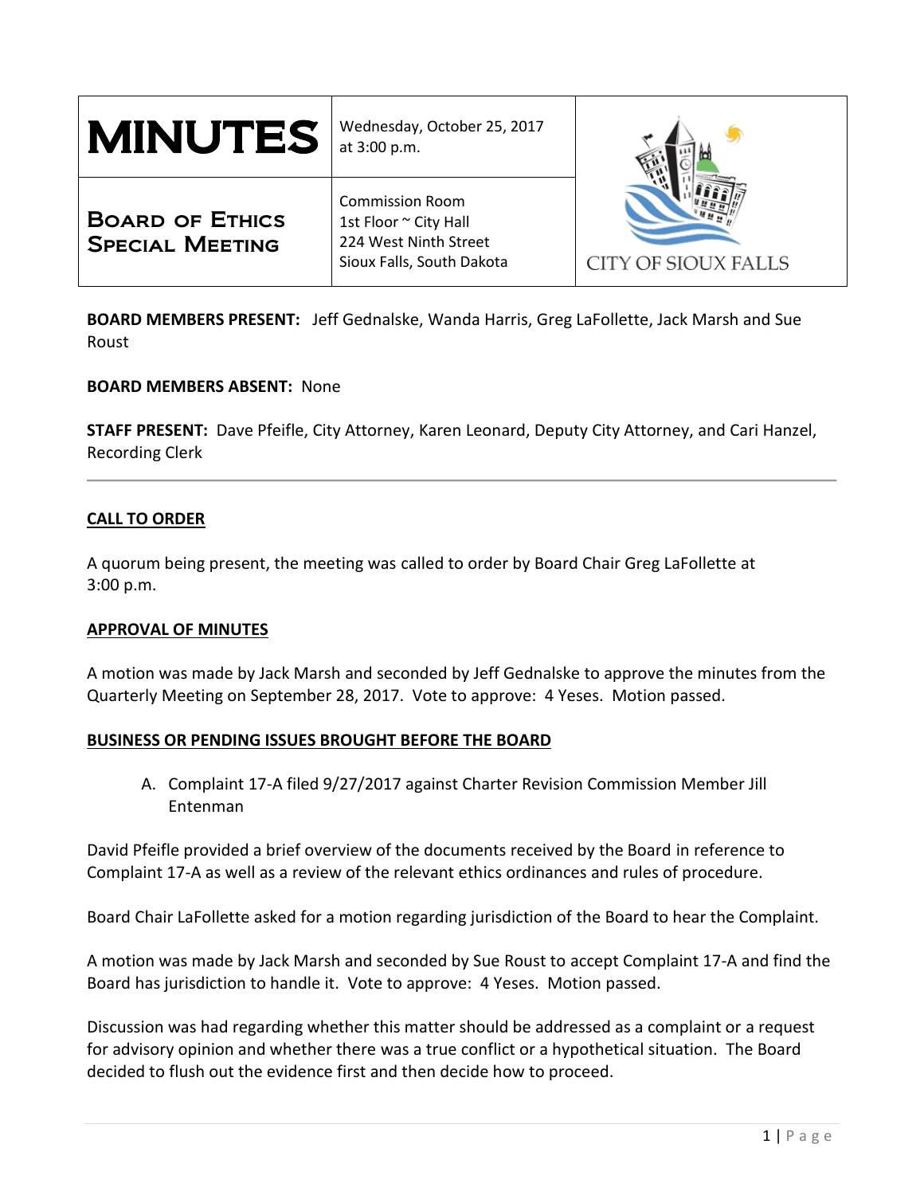| MINUTES | Wednesday, October 25, 2017 at 3:00 p.m. | CITY OF SIOUX FALLS |
|---|---|---|
| **Board of Ethics Special Meeting** | Commission Room<br>1st Floor ~ City Hall<br>224 West Ninth Street<br>Sioux Falls, South Dakota | |

**BOARD MEMBERS PRESENT:** Jeff Gednalske, Wanda Harris, Greg LaFollette, Jack Marsh and Sue Roust

**BOARD MEMBERS ABSENT:** None

**STAFF PRESENT:** Dave Pfeifle, City Attorney, Karen Leonard, Deputy City Attorney, and Cari Hanzel, Recording Clerk

---

**CALL TO ORDER**

A quorum being present, the meeting was called to order by Board Chair Greg LaFollette at 3:00 p.m.

**APPROVAL OF MINUTES**

A motion was made by Jack Marsh and seconded by Jeff Gednalske to approve the minutes from the Quarterly Meeting on September 28, 2017. Vote to approve: 4 Yeses. Motion passed.

**BUSINESS OR PENDING ISSUES BROUGHT BEFORE THE BOARD**

A. Complaint 17-A filed 9/27/2017 against Charter Revision Commission Member Jill Entenman

David Pfeifle provided a brief overview of the documents received by the Board in reference to Complaint 17-A as well as a review of the relevant ethics ordinances and rules of procedure.

Board Chair LaFollette asked for a motion regarding jurisdiction of the Board to hear the Complaint.

A motion was made by Jack Marsh and seconded by Sue Roust to accept Complaint 17-A and find the Board has jurisdiction to handle it. Vote to approve: 4 Yeses. Motion passed.

Discussion was had regarding whether this matter should be addressed as a complaint or a request for advisory opinion and whether there was a true conflict or a hypothetical situation. The Board decided to flush out the evidence first and then decide how to proceed.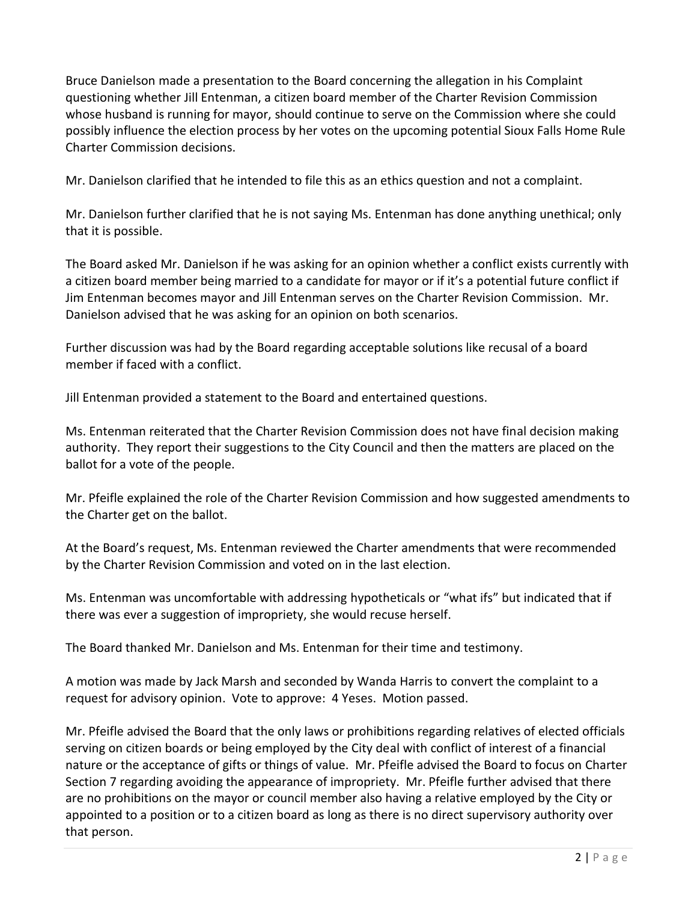Bruce Danielson made a presentation to the Board concerning the allegation in his Complaint questioning whether Jill Entenman, a citizen board member of the Charter Revision Commission whose husband is running for mayor, should continue to serve on the Commission where she could possibly influence the election process by her votes on the upcoming potential Sioux Falls Home Rule Charter Commission decisions.

Mr. Danielson clarified that he intended to file this as an ethics question and not a complaint.

Mr. Danielson further clarified that he is not saying Ms. Entenman has done anything unethical; only that it is possible.

The Board asked Mr. Danielson if he was asking for an opinion whether a conflict exists currently with a citizen board member being married to a candidate for mayor or if it's a potential future conflict if Jim Entenman becomes mayor and Jill Entenman serves on the Charter Revision Commission. Mr. Danielson advised that he was asking for an opinion on both scenarios.

Further discussion was had by the Board regarding acceptable solutions like recusal of a board member if faced with a conflict.

Jill Entenman provided a statement to the Board and entertained questions.

Ms. Entenman reiterated that the Charter Revision Commission does not have final decision making authority. They report their suggestions to the City Council and then the matters are placed on the ballot for a vote of the people.

Mr. Pfeifle explained the role of the Charter Revision Commission and how suggested amendments to the Charter get on the ballot.

At the Board's request, Ms. Entenman reviewed the Charter amendments that were recommended by the Charter Revision Commission and voted on in the last election.

Ms. Entenman was uncomfortable with addressing hypotheticals or "what ifs" but indicated that if there was ever a suggestion of impropriety, she would recuse herself.

The Board thanked Mr. Danielson and Ms. Entenman for their time and testimony.

A motion was made by Jack Marsh and seconded by Wanda Harris to convert the complaint to a request for advisory opinion. Vote to approve: 4 Yeses. Motion passed.

Mr. Pfeifle advised the Board that the only laws or prohibitions regarding relatives of elected officials serving on citizen boards or being employed by the City deal with conflict of interest of a financial nature or the acceptance of gifts or things of value. Mr. Pfeifle advised the Board to focus on Charter Section 7 regarding avoiding the appearance of impropriety. Mr. Pfeifle further advised that there are no prohibitions on the mayor or council member also having a relative employed by the City or appointed to a position or to a citizen board as long as there is no direct supervisory authority over that person.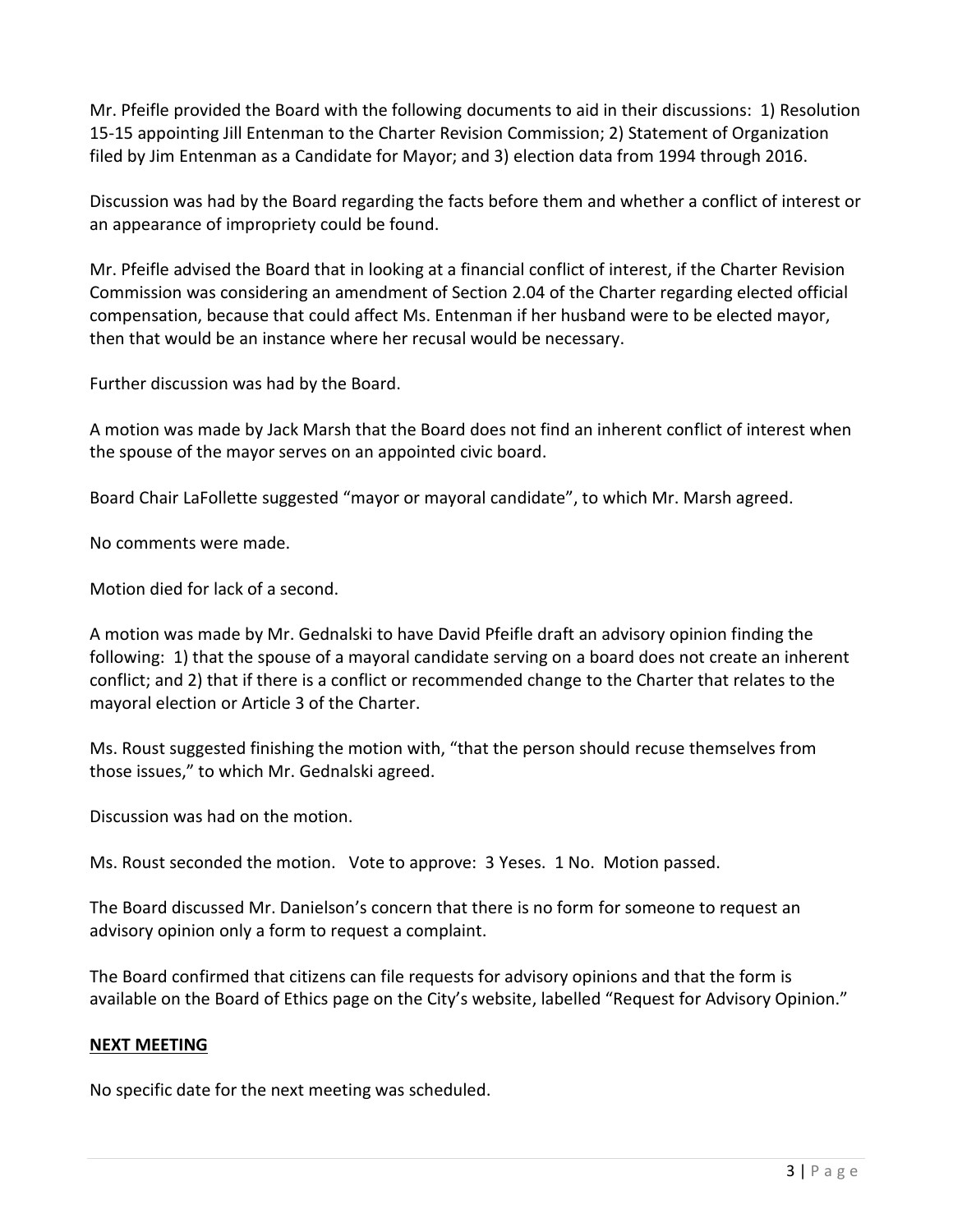Mr. Pfeifle provided the Board with the following documents to aid in their discussions: 1) Resolution 15-15 appointing Jill Entenman to the Charter Revision Commission; 2) Statement of Organization filed by Jim Entenman as a Candidate for Mayor; and 3) election data from 1994 through 2016.

Discussion was had by the Board regarding the facts before them and whether a conflict of interest or an appearance of impropriety could be found.

Mr. Pfeifle advised the Board that in looking at a financial conflict of interest, if the Charter Revision Commission was considering an amendment of Section 2.04 of the Charter regarding elected official compensation, because that could affect Ms. Entenman if her husband were to be elected mayor, then that would be an instance where her recusal would be necessary.

Further discussion was had by the Board.

A motion was made by Jack Marsh that the Board does not find an inherent conflict of interest when the spouse of the mayor serves on an appointed civic board.

Board Chair LaFollette suggested "mayor or mayoral candidate", to which Mr. Marsh agreed.

No comments were made.

Motion died for lack of a second.

A motion was made by Mr. Gednalski to have David Pfeifle draft an advisory opinion finding the following: 1) that the spouse of a mayoral candidate serving on a board does not create an inherent conflict; and 2) that if there is a conflict or recommended change to the Charter that relates to the mayoral election or Article 3 of the Charter.

Ms. Roust suggested finishing the motion with, "that the person should recuse themselves from those issues," to which Mr. Gednalski agreed.

Discussion was had on the motion.

Ms. Roust seconded the motion. Vote to approve: 3 Yeses. 1 No. Motion passed.

The Board discussed Mr. Danielson's concern that there is no form for someone to request an advisory opinion only a form to request a complaint.

The Board confirmed that citizens can file requests for advisory opinions and that the form is available on the Board of Ethics page on the City's website, labelled "Request for Advisory Opinion."

**NEXT MEETING**

No specific date for the next meeting was scheduled.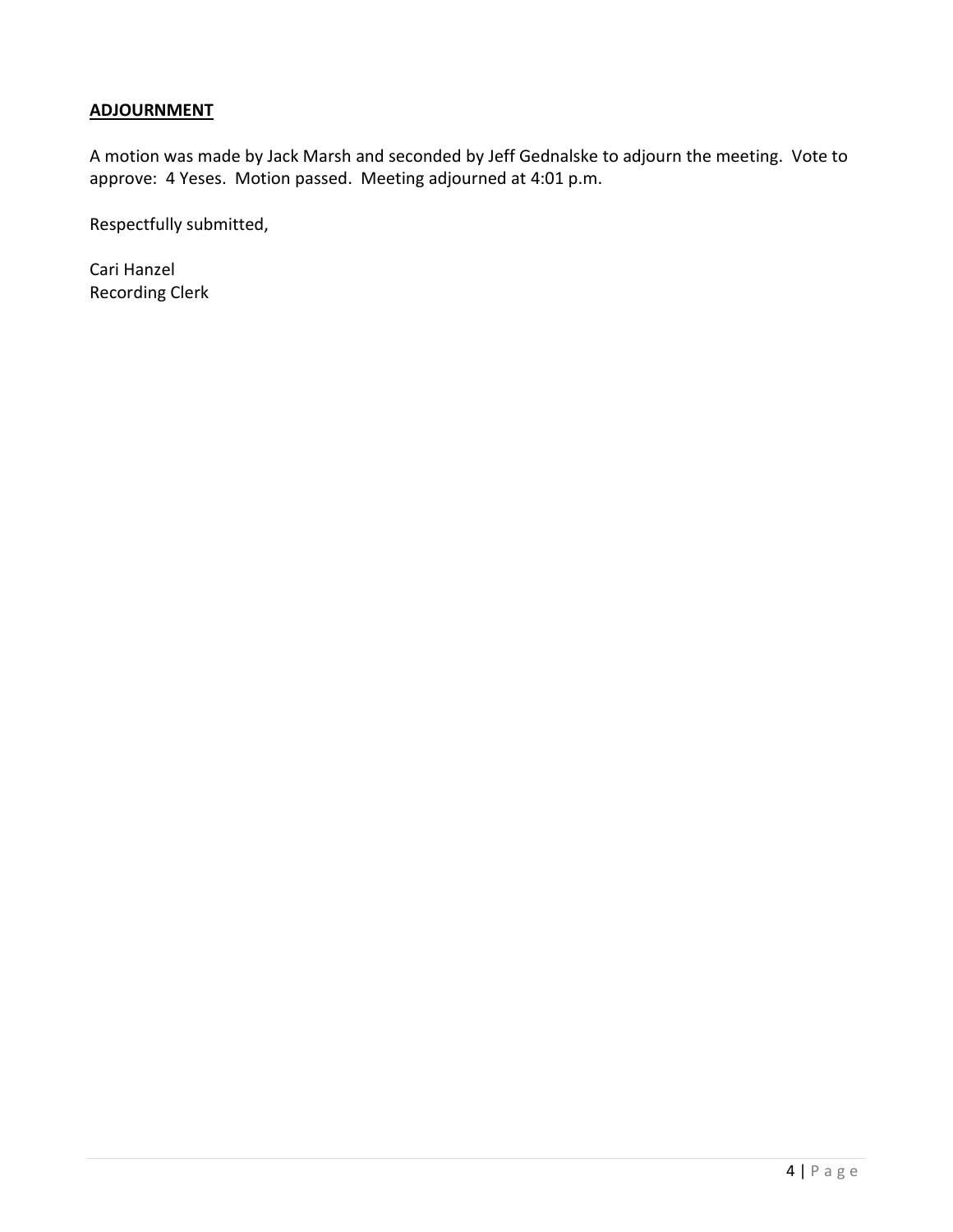**ADJOURNMENT**

A motion was made by Jack Marsh and seconded by Jeff Gednalske to adjourn the meeting. Vote to approve: 4 Yeses. Motion passed. Meeting adjourned at 4:01 p.m.

Respectfully submitted,

Cari Hanzel
Recording Clerk